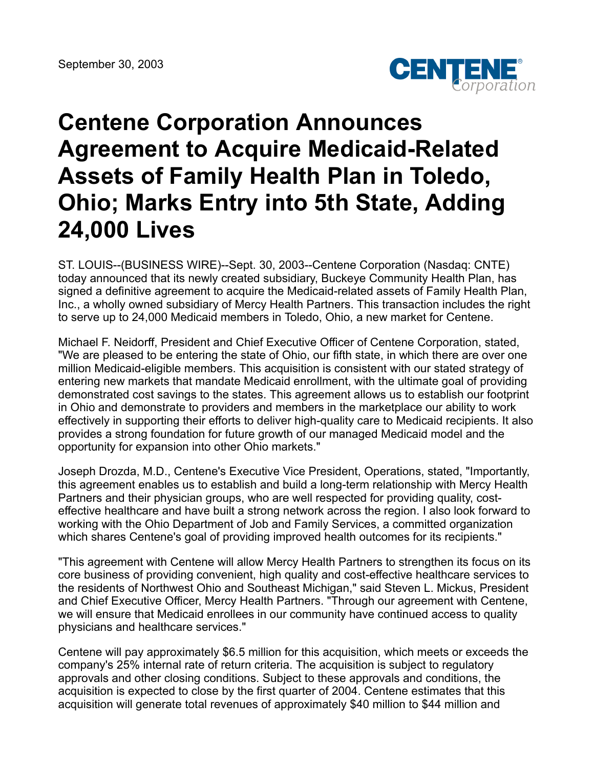September 30, 2003

# Centene Corporation Announces Agreement to Acquire Medicaid-Related Assets of Family Health Plan in Toledo, Ohio; Marks Entry into 5th State, Adding 24,000 Lives

ST. LOUIS--(BUSINESS WIRE)--Sept. 30, 2003--Centene Corporation (Nasdaq: CNTE) today announced that its newly created subsidiary, Buckeye Community Health Plan, has signed a definitive agreement to acquire the Medicaid-related assets of Family Health Plan, Inc., a wholly owned subsidiary of Mercy Health Partners. This transaction includes the right to serve up to 24,000 Medicaid members in Toledo, Ohio, a new market for Centene.

Michael F. Neidorff, President and Chief Executive Officer of Centene Corporation, stated, "We are pleased to be entering the state of Ohio, our fifth state, in which there are over one million Medicaid-eligible members. This acquisition is consistent with our stated strategy of entering new markets that mandate Medicaid enrollment, with the ultimate goal of providing demonstrated cost savings to the states. This agreement allows us to establish our footprint in Ohio and demonstrate to providers and members in the marketplace our ability to work effectively in supporting their efforts to deliver high-quality care to Medicaid recipients. It also provides a strong foundation for future growth of our managed Medicaid model and the opportunity for expansion into other Ohio markets."

Joseph Drozda, M.D., Centene's Executive Vice President, Operations, stated, "Importantly, this agreement enables us to establish and build a long-term relationship with Mercy Health Partners and their physician groups, who are well respected for providing quality, cost-effective healthcare and have built a strong network across the region. I also look forward to working with the Ohio Department of Job and Family Services, a committed organization which shares Centene's goal of providing improved health outcomes for its recipients."

"This agreement with Centene will allow Mercy Health Partners to strengthen its focus on its core business of providing convenient, high quality and cost-effective healthcare services to the residents of Northwest Ohio and Southeast Michigan," said Steven L. Mickus, President and Chief Executive Officer, Mercy Health Partners. "Through our agreement with Centene, we will ensure that Medicaid enrollees in our community have continued access to quality physicians and healthcare services."

Centene will pay approximately $6.5 million for this acquisition, which meets or exceeds the company's 25% internal rate of return criteria. The acquisition is subject to regulatory approvals and other closing conditions. Subject to these approvals and conditions, the acquisition is expected to close by the first quarter of 2004. Centene estimates that this acquisition will generate total revenues of approximately $40 million to $44 million and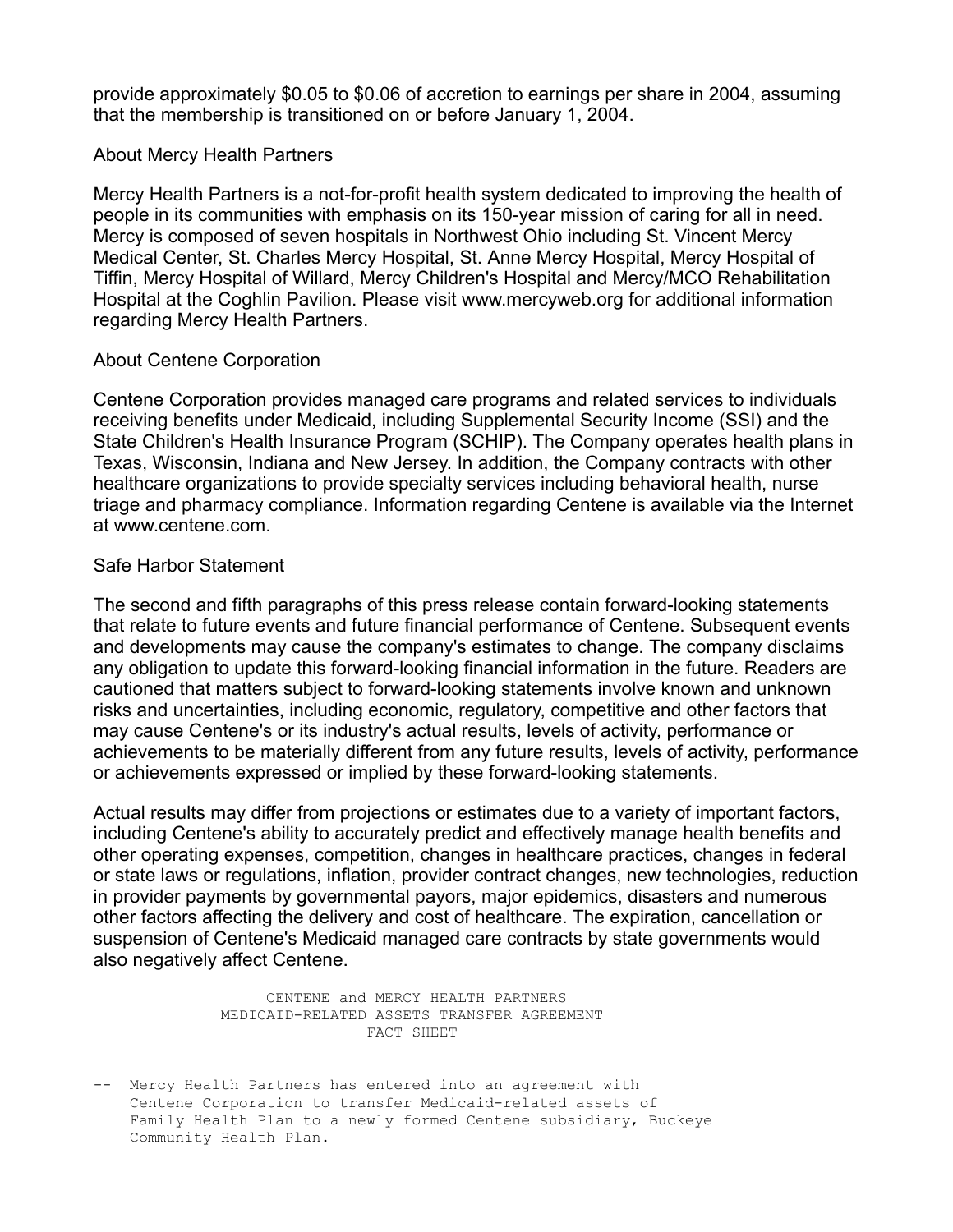provide approximately $0.05 to $0.06 of accretion to earnings per share in 2004, assuming that the membership is transitioned on or before January 1, 2004.

## About Mercy Health Partners

Mercy Health Partners is a not-for-profit health system dedicated to improving the health of people in its communities with emphasis on its 150-year mission of caring for all in need. Mercy is composed of seven hospitals in Northwest Ohio including St. Vincent Mercy Medical Center, St. Charles Mercy Hospital, St. Anne Mercy Hospital, Mercy Hospital of Tiffin, Mercy Hospital of Willard, Mercy Children's Hospital and Mercy/MCO Rehabilitation Hospital at the Coghlin Pavilion. Please visit www.mercyweb.org for additional information regarding Mercy Health Partners.

## About Centene Corporation

Centene Corporation provides managed care programs and related services to individuals receiving benefits under Medicaid, including Supplemental Security Income (SSI) and the State Children's Health Insurance Program (SCHIP). The Company operates health plans in Texas, Wisconsin, Indiana and New Jersey. In addition, the Company contracts with other healthcare organizations to provide specialty services including behavioral health, nurse triage and pharmacy compliance. Information regarding Centene is available via the Internet at www.centene.com.

## Safe Harbor Statement

The second and fifth paragraphs of this press release contain forward-looking statements that relate to future events and future financial performance of Centene. Subsequent events and developments may cause the company's estimates to change. The company disclaims any obligation to update this forward-looking financial information in the future. Readers are cautioned that matters subject to forward-looking statements involve known and unknown risks and uncertainties, including economic, regulatory, competitive and other factors that may cause Centene's or its industry's actual results, levels of activity, performance or achievements to be materially different from any future results, levels of activity, performance or achievements expressed or implied by these forward-looking statements.

Actual results may differ from projections or estimates due to a variety of important factors, including Centene's ability to accurately predict and effectively manage health benefits and other operating expenses, competition, changes in healthcare practices, changes in federal or state laws or regulations, inflation, provider contract changes, new technologies, reduction in provider payments by governmental payors, major epidemics, disasters and numerous other factors affecting the delivery and cost of healthcare. The expiration, cancellation or suspension of Centene's Medicaid managed care contracts by state governments would also negatively affect Centene.

```
                CENTENE and MERCY HEALTH PARTNERS
            MEDICAID-RELATED ASSETS TRANSFER AGREEMENT
                           FACT SHEET


--  Mercy Health Partners has entered into an agreement with
    Centene Corporation to transfer Medicaid-related assets of
    Family Health Plan to a newly formed Centene subsidiary, Buckeye
    Community Health Plan.
```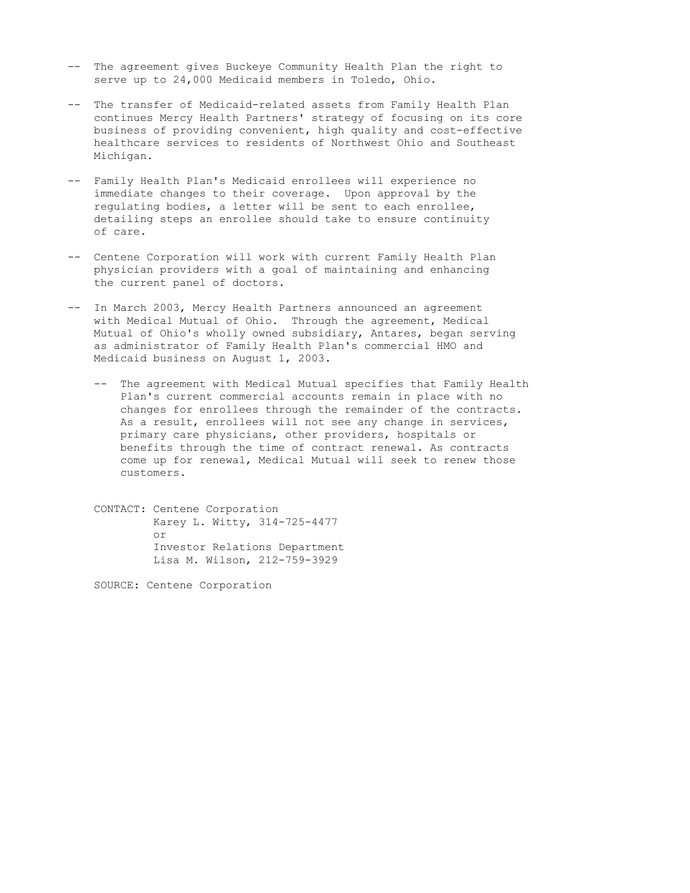- The agreement gives Buckeye Community Health Plan the right to serve up to 24,000 Medicaid members in Toledo, Ohio.

- The transfer of Medicaid-related assets from Family Health Plan continues Mercy Health Partners' strategy of focusing on its core business of providing convenient, high quality and cost-effective healthcare services to residents of Northwest Ohio and Southeast Michigan.

- Family Health Plan's Medicaid enrollees will experience no immediate changes to their coverage. Upon approval by the regulating bodies, a letter will be sent to each enrollee, detailing steps an enrollee should take to ensure continuity of care.

- Centene Corporation will work with current Family Health Plan physician providers with a goal of maintaining and enhancing the current panel of doctors.

- In March 2003, Mercy Health Partners announced an agreement with Medical Mutual of Ohio. Through the agreement, Medical Mutual of Ohio's wholly owned subsidiary, Antares, began serving as administrator of Family Health Plan's commercial HMO and Medicaid business on August 1, 2003.

  - The agreement with Medical Mutual specifies that Family Health Plan's current commercial accounts remain in place with no changes for enrollees through the remainder of the contracts. As a result, enrollees will not see any change in services, primary care physicians, other providers, hospitals or benefits through the time of contract renewal. As contracts come up for renewal, Medical Mutual will seek to renew those customers.

CONTACT: Centene Corporation
Karey L. Witty, 314-725-4477
or
Investor Relations Department
Lisa M. Wilson, 212-759-3929

SOURCE: Centene Corporation